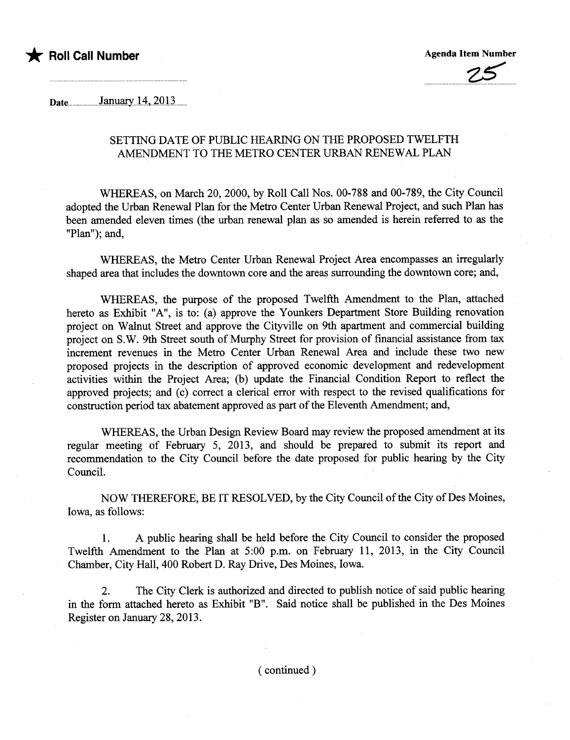★ **Roll Call Number**

**Agenda Item Number**

25

Date January 14, 2013

## SETTING DATE OF PUBLIC HEARING ON THE PROPOSED TWELFTH AMENDMENT TO THE METRO CENTER URBAN RENEWAL PLAN

WHEREAS, on March 20, 2000, by Roll Call Nos. 00-788 and 00-789, the City Council adopted the Urban Renewal Plan for the Metro Center Urban Renewal Project, and such Plan has been amended eleven times (the urban renewal plan as so amended is herein referred to as the "Plan"); and,

WHEREAS, the Metro Center Urban Renewal Project Area encompasses an irregularly shaped area that includes the downtown core and the areas surrounding the downtown core; and,

WHEREAS, the purpose of the proposed Twelfth Amendment to the Plan, attached hereto as Exhibit "A", is to: (a) approve the Younkers Department Store Building renovation project on Walnut Street and approve the Cityville on 9th apartment and commercial building project on S.W. 9th Street south of Murphy Street for provision of financial assistance from tax increment revenues in the Metro Center Urban Renewal Area and include these two new proposed projects in the description of approved economic development and redevelopment activities within the Project Area; (b) update the Financial Condition Report to reflect the approved projects; and (c) correct a clerical error with respect to the revised qualifications for construction period tax abatement approved as part of the Eleventh Amendment; and,

WHEREAS, the Urban Design Review Board may review the proposed amendment at its regular meeting of February 5, 2013, and should be prepared to submit its report and recommendation to the City Council before the date proposed for public hearing by the City Council.

NOW THEREFORE, BE IT RESOLVED, by the City Council of the City of Des Moines, Iowa, as follows:

1. A public hearing shall be held before the City Council to consider the proposed Twelfth Amendment to the Plan at 5:00 p.m. on February 11, 2013, in the City Council Chamber, City Hall, 400 Robert D. Ray Drive, Des Moines, Iowa.

2. The City Clerk is authorized and directed to publish notice of said public hearing in the form attached hereto as Exhibit "B". Said notice shall be published in the Des Moines Register on January 28, 2013.

( continued )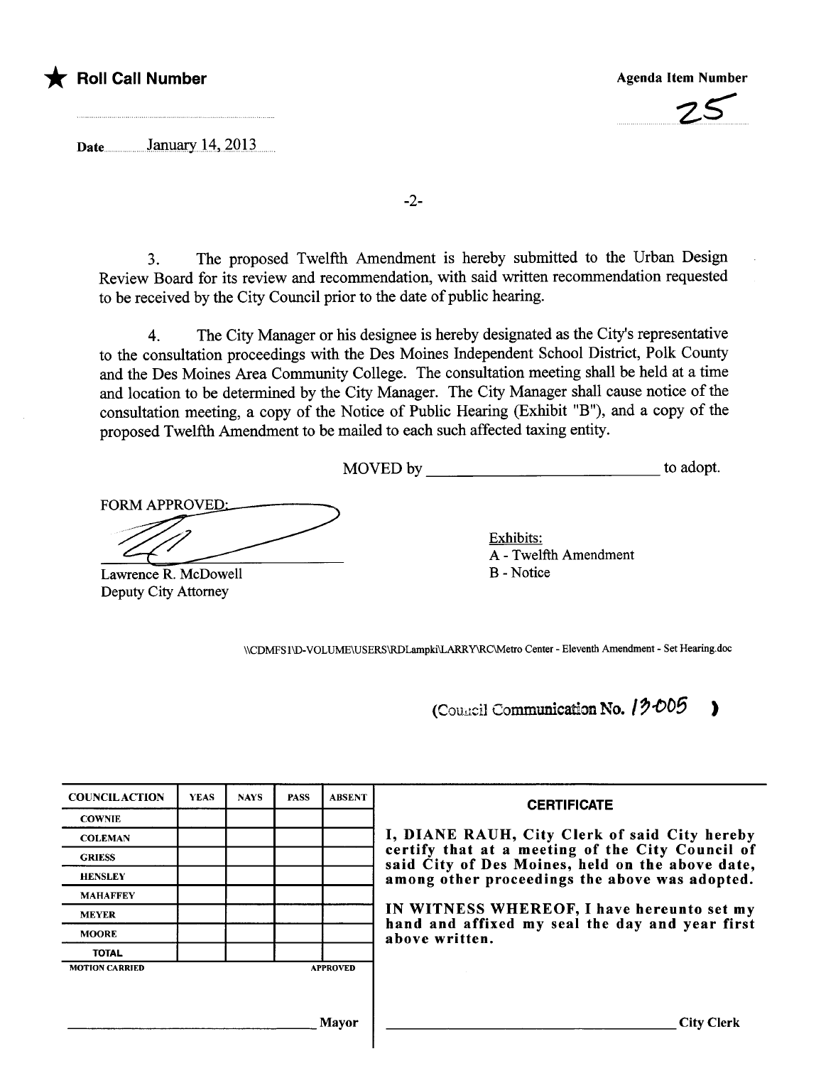★ **Roll Call Number**

Agenda Item Number

25

Date January 14, 2013

3. The proposed Twelfth Amendment is hereby submitted to the Urban Design Review Board for its review and recommendation, with said written recommendation requested to be received by the City Council prior to the date of public hearing.

4. The City Manager or his designee is hereby designated as the City's representative to the consultation proceedings with the Des Moines Independent School District, Polk County and the Des Moines Area Community College. The consultation meeting shall be held at a time and location to be determined by the City Manager. The City Manager shall cause notice of the consultation meeting, a copy of the Notice of Public Hearing (Exhibit "B"), and a copy of the proposed Twelfth Amendment to be mailed to each such affected taxing entity.

MOVED by ______________________________ to adopt.

FORM APPROVED:

Lawrence R. McDowell
Deputy City Attorney

Exhibits:
A - Twelfth Amendment
B - Notice

\\CDMFS1\D-VOLUME\USERS\RDLampki\LARRY\RC\Metro Center - Eleventh Amendment - Set Hearing.doc

(Council Communication No. 13-005 )

| COUNCIL ACTION | YEAS | NAYS | PASS | ABSENT |
|---|---|---|---|---|
| COWNIE | | | | |
| COLEMAN | | | | |
| GRIESS | | | | |
| HENSLEY | | | | |
| MAHAFFEY | | | | |
| MEYER | | | | |
| MOORE | | | | |
| TOTAL | | | | |

MOTION CARRIED APPROVED

______________________________ Mayor

**CERTIFICATE**

**I, DIANE RAUH, City Clerk of said City hereby certify that at a meeting of the City Council of said City of Des Moines, held on the above date, among other proceedings the above was adopted.**

**IN WITNESS WHEREOF, I have hereunto set my hand and affixed my seal the day and year first above written.**

______________________________ City Clerk